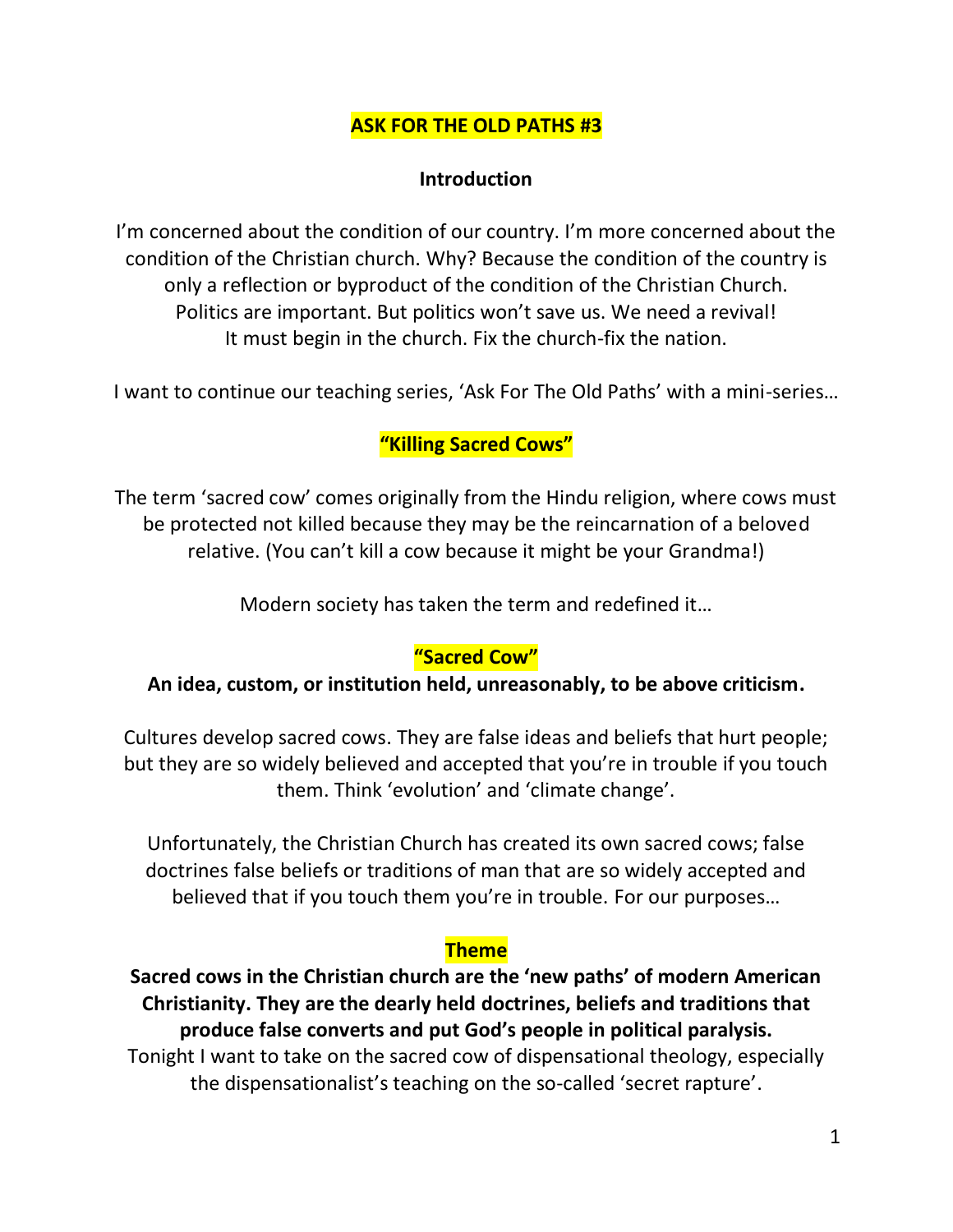# ASK FOR THE OLD PATHS #3

## Introduction

I'm concerned about the condition of our country. I'm more concerned about the condition of the Christian church. Why? Because the condition of the country is only a reflection or byproduct of the condition of the Christian Church. Politics are important. But politics won't save us. We need a revival! It must begin in the church. Fix the church-fix the nation.

I want to continue our teaching series, 'Ask For The Old Paths' with a mini-series…

## "Killing Sacred Cows"

The term 'sacred cow' comes originally from the Hindu religion, where cows must be protected not killed because they may be the reincarnation of a beloved relative. (You can't kill a cow because it might be your Grandma!)

Modern society has taken the term and redefined it…

## "Sacred Cow"

**An idea, custom, or institution held, unreasonably, to be above criticism.**

Cultures develop sacred cows. They are false ideas and beliefs that hurt people; but they are so widely believed and accepted that you're in trouble if you touch them. Think 'evolution' and 'climate change'.

Unfortunately, the Christian Church has created its own sacred cows; false doctrines false beliefs or traditions of man that are so widely accepted and believed that if you touch them you're in trouble. For our purposes…

## Theme

**Sacred cows in the Christian church are the 'new paths' of modern American Christianity. They are the dearly held doctrines, beliefs and traditions that produce false converts and put God's people in political paralysis.**

Tonight I want to take on the sacred cow of dispensational theology, especially the dispensationalist's teaching on the so-called 'secret rapture'.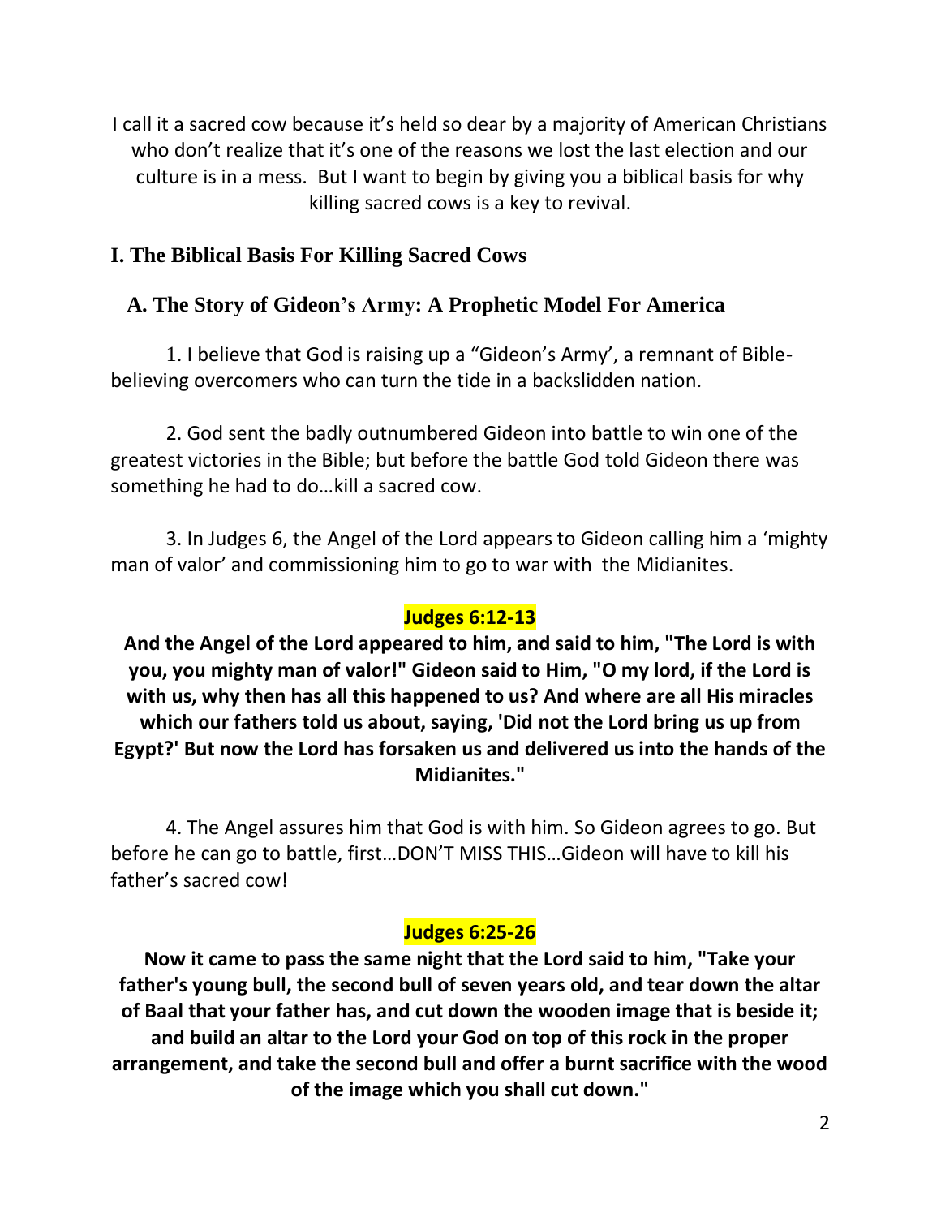I call it a sacred cow because it's held so dear by a majority of American Christians who don't realize that it's one of the reasons we lost the last election and our culture is in a mess. But I want to begin by giving you a biblical basis for why killing sacred cows is a key to revival.

## I. The Biblical Basis For Killing Sacred Cows

### A. The Story of Gideon's Army: A Prophetic Model For America

1. I believe that God is raising up a "Gideon's Army', a remnant of Bible-believing overcomers who can turn the tide in a backslidden nation.

2. God sent the badly outnumbered Gideon into battle to win one of the greatest victories in the Bible; but before the battle God told Gideon there was something he had to do…kill a sacred cow.

3. In Judges 6, the Angel of the Lord appears to Gideon calling him a 'mighty man of valor' and commissioning him to go to war with the Midianites.

**Judges 6:12-13**

**And the Angel of the Lord appeared to him, and said to him, "The Lord is with you, you mighty man of valor!" Gideon said to Him, "O my lord, if the Lord is with us, why then has all this happened to us? And where are all His miracles which our fathers told us about, saying, 'Did not the Lord bring us up from Egypt?' But now the Lord has forsaken us and delivered us into the hands of the Midianites."**

4. The Angel assures him that God is with him. So Gideon agrees to go. But before he can go to battle, first…DON'T MISS THIS…Gideon will have to kill his father's sacred cow!

**Judges 6:25-26**

**Now it came to pass the same night that the Lord said to him, "Take your father's young bull, the second bull of seven years old, and tear down the altar of Baal that your father has, and cut down the wooden image that is beside it; and build an altar to the Lord your God on top of this rock in the proper arrangement, and take the second bull and offer a burnt sacrifice with the wood of the image which you shall cut down."**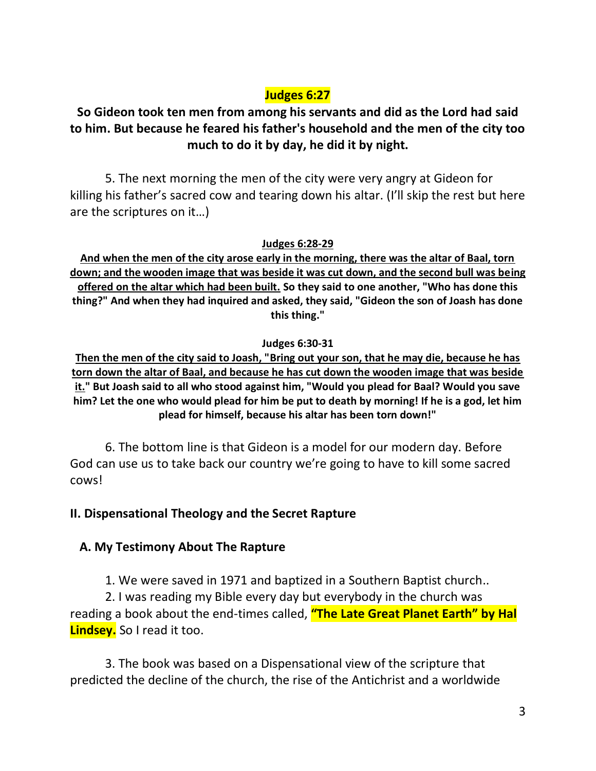**Judges 6:27**

**So Gideon took ten men from among his servants and did as the Lord had said to him. But because he feared his father's household and the men of the city too much to do it by day, he did it by night.**

5. The next morning the men of the city were very angry at Gideon for killing his father's sacred cow and tearing down his altar. (I'll skip the rest but here are the scriptures on it…)

**Judges 6:28-29**

**And when the men of the city arose early in the morning, there was the altar of Baal, torn down; and the wooden image that was beside it was cut down, and the second bull was being offered on the altar which had been built. So they said to one another, "Who has done this thing?" And when they had inquired and asked, they said, "Gideon the son of Joash has done this thing."**

**Judges 6:30-31**

**Then the men of the city said to Joash, "Bring out your son, that he may die, because he has torn down the altar of Baal, and because he has cut down the wooden image that was beside it." But Joash said to all who stood against him, "Would you plead for Baal? Would you save him? Let the one who would plead for him be put to death by morning! If he is a god, let him plead for himself, because his altar has been torn down!"**

6. The bottom line is that Gideon is a model for our modern day. Before God can use us to take back our country we're going to have to kill some sacred cows!

## II. Dispensational Theology and the Secret Rapture

### A. My Testimony About The Rapture

1. We were saved in 1971 and baptized in a Southern Baptist church..

2. I was reading my Bible every day but everybody in the church was reading a book about the end-times called, **"The Late Great Planet Earth" by Hal Lindsey.** So I read it too.

3. The book was based on a Dispensational view of the scripture that predicted the decline of the church, the rise of the Antichrist and a worldwide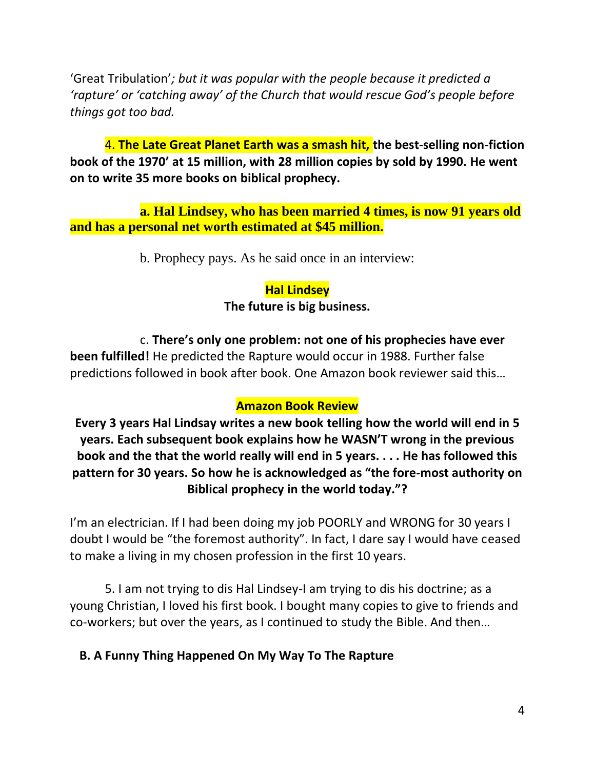'Great Tribulation'*; but it was popular with the people because it predicted a 'rapture' or 'catching away' of the Church that would rescue God's people before things got too bad.*

4. **The Late Great Planet Earth was a smash hit, the best-selling non-fiction book of the 1970' at 15 million, with 28 million copies by sold by 1990. He went on to write 35 more books on biblical prophecy.**

**a. Hal Lindsey, who has been married 4 times, is now 91 years old and has a personal net worth estimated at $45 million.**

b. Prophecy pays. As he said once in an interview:

**Hal Lindsey**
**The future is big business.**

c. **There's only one problem: not one of his prophecies have ever been fulfilled!** He predicted the Rapture would occur in 1988. Further false predictions followed in book after book. One Amazon book reviewer said this…

**Amazon Book Review**

**Every 3 years Hal Lindsay writes a new book telling how the world will end in 5 years. Each subsequent book explains how he WASN'T wrong in the previous book and the that the world really will end in 5 years. . . . He has followed this pattern for 30 years. So how he is acknowledged as "the fore-most authority on Biblical prophecy in the world today."?**

I'm an electrician. If I had been doing my job POORLY and WRONG for 30 years I doubt I would be "the foremost authority". In fact, I dare say I would have ceased to make a living in my chosen profession in the first 10 years.

5. I am not trying to dis Hal Lindsey-I am trying to dis his doctrine; as a young Christian, I loved his first book. I bought many copies to give to friends and co-workers; but over the years, as I continued to study the Bible. And then…

### B. A Funny Thing Happened On My Way To The Rapture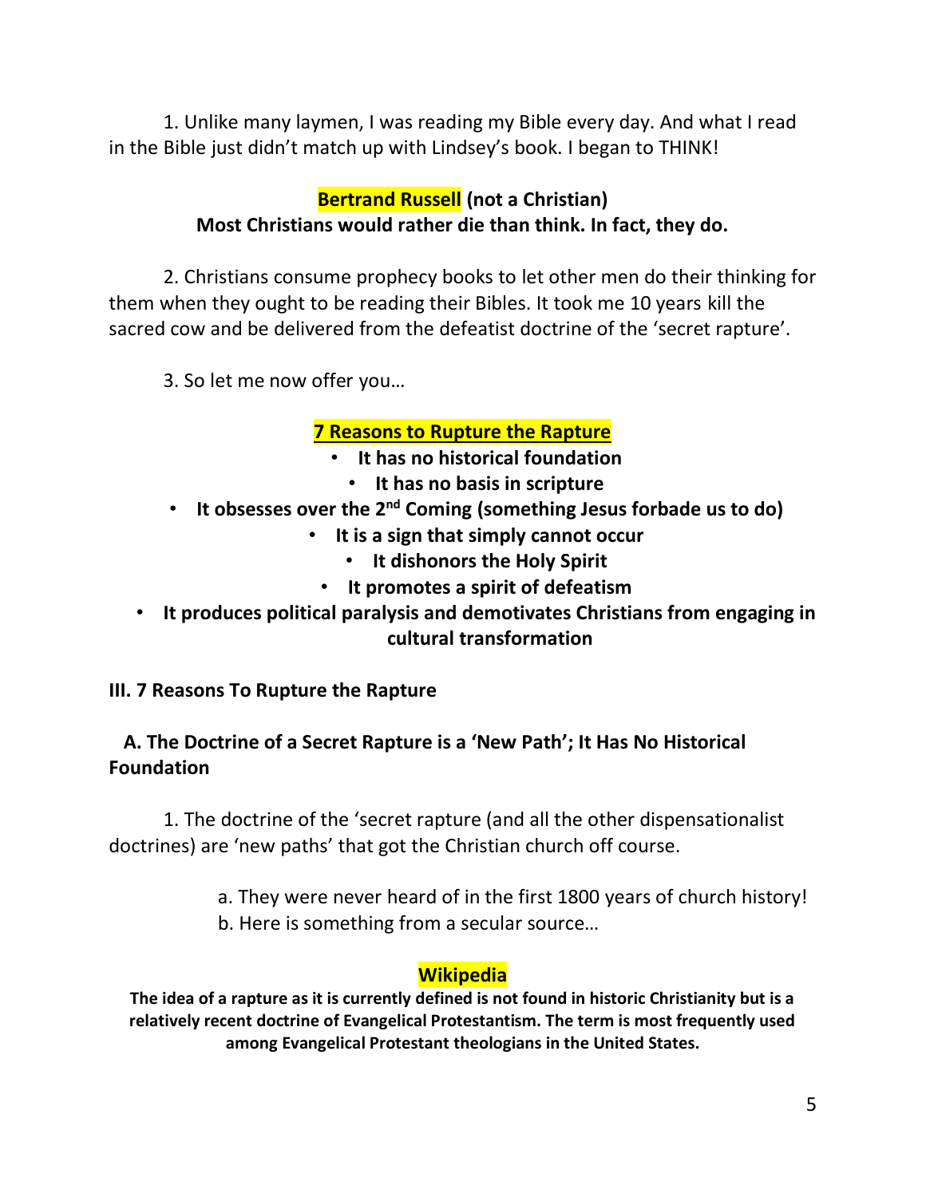1. Unlike many laymen, I was reading my Bible every day. And what I read in the Bible just didn't match up with Lindsey's book. I began to THINK!

**Bertrand Russell (not a Christian)**
**Most Christians would rather die than think. In fact, they do.**

2. Christians consume prophecy books to let other men do their thinking for them when they ought to be reading their Bibles. It took me 10 years kill the sacred cow and be delivered from the defeatist doctrine of the 'secret rapture'.

3. So let me now offer you…

**7 Reasons to Rupture the Rapture**

- **It has no historical foundation**
- **It has no basis in scripture**
- **It obsesses over the 2nd Coming (something Jesus forbade us to do)**
- **It is a sign that simply cannot occur**
- **It dishonors the Holy Spirit**
- **It promotes a spirit of defeatism**
- **It produces political paralysis and demotivates Christians from engaging in cultural transformation**

## III. 7 Reasons To Rupture the Rapture

### A. The Doctrine of a Secret Rapture is a 'New Path'; It Has No Historical Foundation

1. The doctrine of the 'secret rapture (and all the other dispensationalist doctrines) are 'new paths' that got the Christian church off course.

   a. They were never heard of in the first 1800 years of church history!
   b. Here is something from a secular source…

**Wikipedia**

**The idea of a rapture as it is currently defined is not found in historic Christianity but is a relatively recent doctrine of Evangelical Protestantism. The term is most frequently used among Evangelical Protestant theologians in the United States.**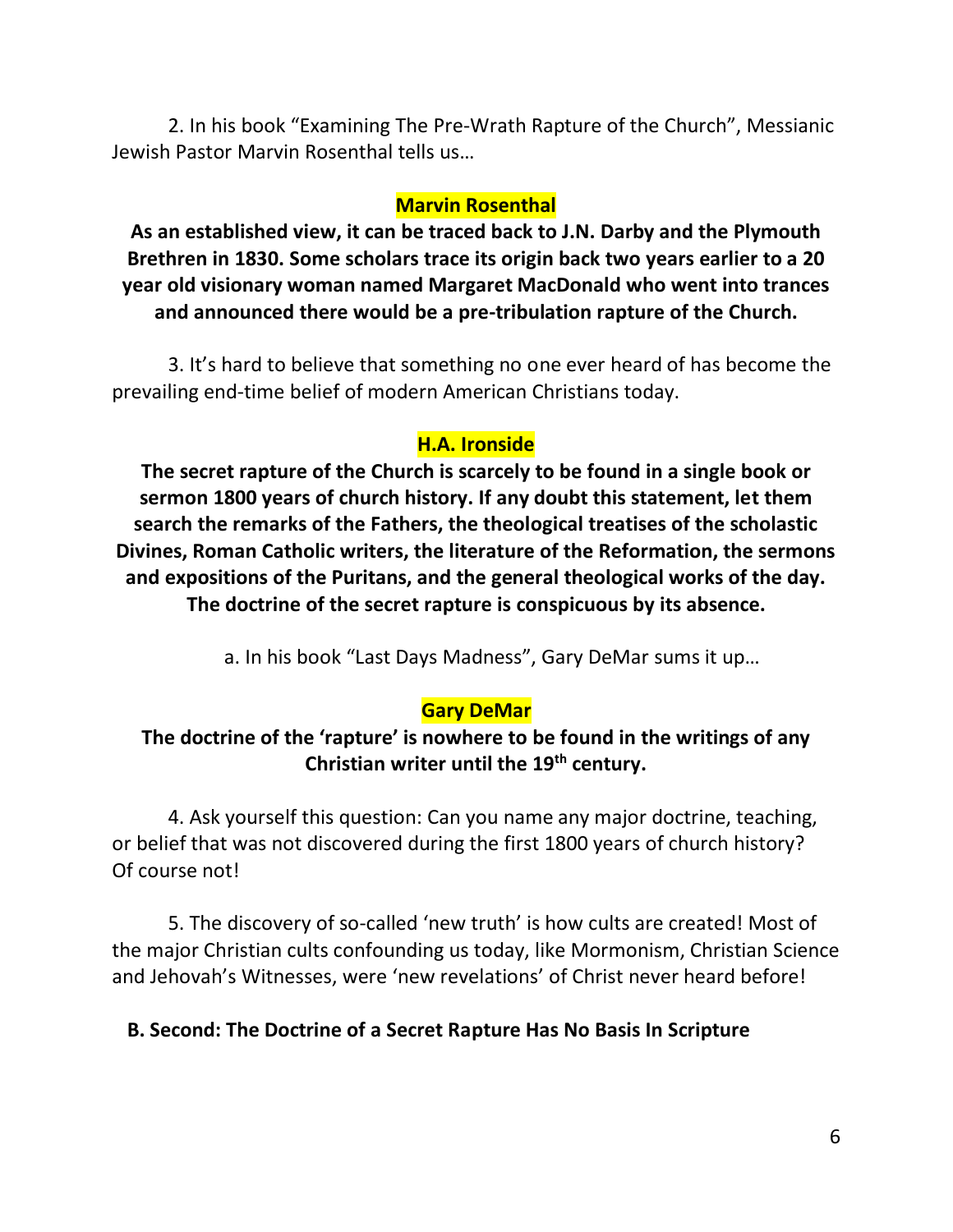2. In his book “Examining The Pre-Wrath Rapture of the Church”, Messianic Jewish Pastor Marvin Rosenthal tells us…

**Marvin Rosenthal**

**As an established view, it can be traced back to J.N. Darby and the Plymouth Brethren in 1830. Some scholars trace its origin back two years earlier to a 20 year old visionary woman named Margaret MacDonald who went into trances and announced there would be a pre-tribulation rapture of the Church.**

3. It’s hard to believe that something no one ever heard of has become the prevailing end-time belief of modern American Christians today.

**H.A. Ironside**

**The secret rapture of the Church is scarcely to be found in a single book or sermon 1800 years of church history. If any doubt this statement, let them search the remarks of the Fathers, the theological treatises of the scholastic Divines, Roman Catholic writers, the literature of the Reformation, the sermons and expositions of the Puritans, and the general theological works of the day. The doctrine of the secret rapture is conspicuous by its absence.**

a. In his book “Last Days Madness”, Gary DeMar sums it up…

**Gary DeMar**

**The doctrine of the ‘rapture’ is nowhere to be found in the writings of any Christian writer until the 19th century.**

4. Ask yourself this question: Can you name any major doctrine, teaching, or belief that was not discovered during the first 1800 years of church history? Of course not!

5. The discovery of so-called ‘new truth’ is how cults are created! Most of the major Christian cults confounding us today, like Mormonism, Christian Science and Jehovah’s Witnesses, were ‘new revelations’ of Christ never heard before!

**B. Second: The Doctrine of a Secret Rapture Has No Basis In Scripture**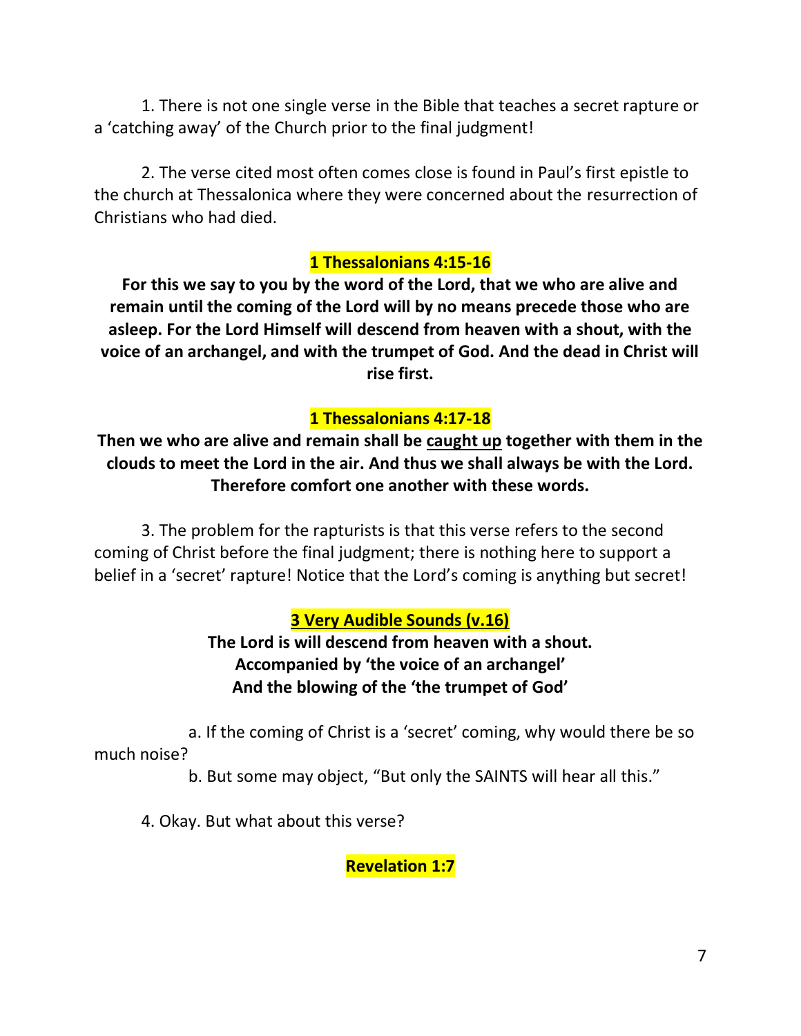1. There is not one single verse in the Bible that teaches a secret rapture or a 'catching away' of the Church prior to the final judgment!

2. The verse cited most often comes close is found in Paul's first epistle to the church at Thessalonica where they were concerned about the resurrection of Christians who had died.

**1 Thessalonians 4:15-16**

**For this we say to you by the word of the Lord, that we who are alive and remain until the coming of the Lord will by no means precede those who are asleep. For the Lord Himself will descend from heaven with a shout, with the voice of an archangel, and with the trumpet of God. And the dead in Christ will rise first.**

**1 Thessalonians 4:17-18**

**Then we who are alive and remain shall be caught up together with them in the clouds to meet the Lord in the air. And thus we shall always be with the Lord. Therefore comfort one another with these words.**

3. The problem for the rapturists is that this verse refers to the second coming of Christ before the final judgment; there is nothing here to support a belief in a 'secret' rapture! Notice that the Lord's coming is anything but secret!

**3 Very Audible Sounds (v.16)**

**The Lord is will descend from heaven with a shout.**
**Accompanied by 'the voice of an archangel'**
**And the blowing of the 'the trumpet of God'**

a. If the coming of Christ is a 'secret' coming, why would there be so much noise?

b. But some may object, "But only the SAINTS will hear all this."

4. Okay. But what about this verse?

**Revelation 1:7**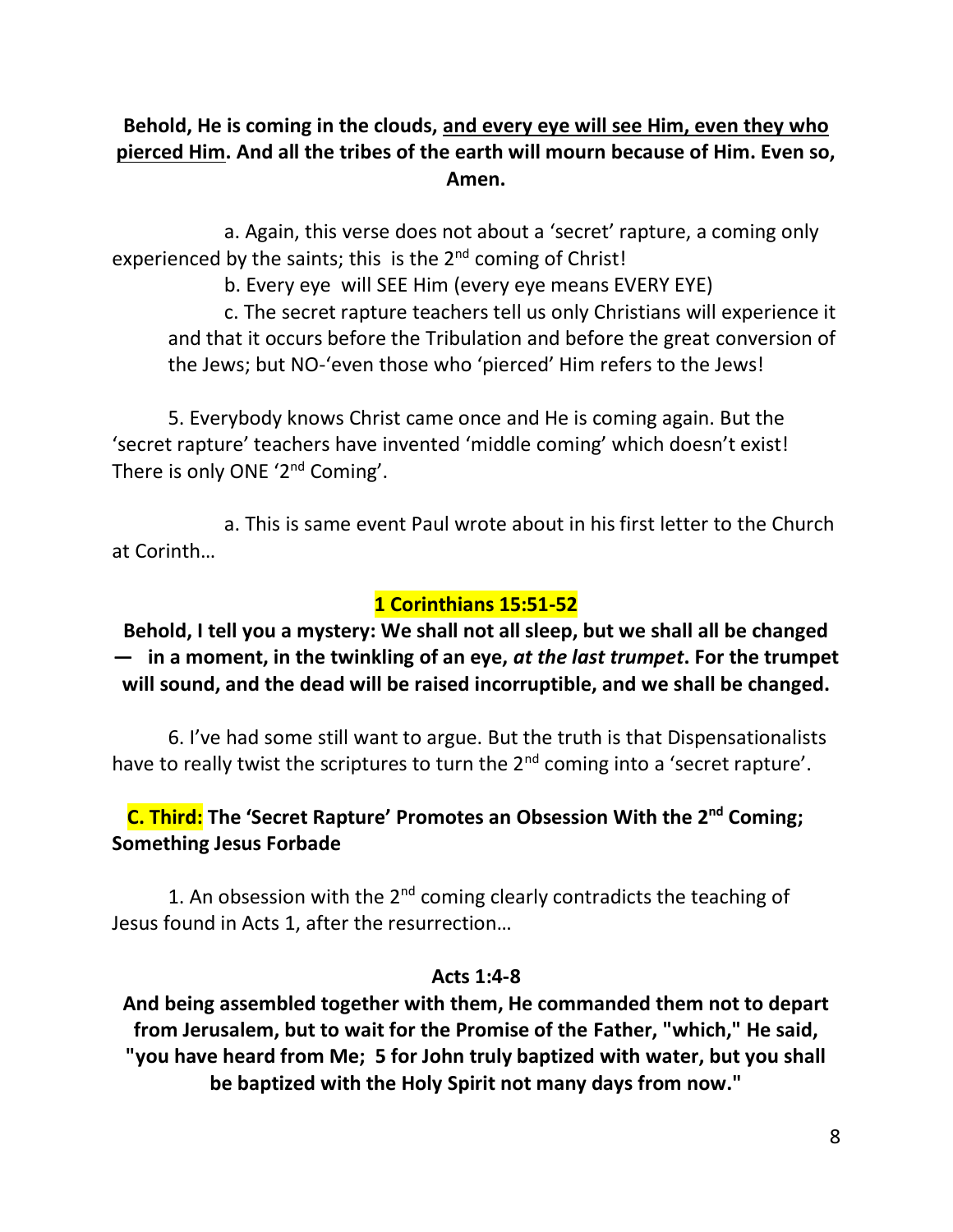**Behold, He is coming in the clouds, <u>and every eye will see Him, even they who pierced Him</u>. And all the tribes of the earth will mourn because of Him. Even so, Amen.**

a. Again, this verse does not about a 'secret' rapture, a coming only experienced by the saints; this is the 2nd coming of Christ!

b. Every eye will SEE Him (every eye means EVERY EYE)

c. The secret rapture teachers tell us only Christians will experience it and that it occurs before the Tribulation and before the great conversion of the Jews; but NO-'even those who 'pierced' Him refers to the Jews!

5. Everybody knows Christ came once and He is coming again. But the 'secret rapture' teachers have invented 'middle coming' which doesn't exist! There is only ONE '2nd Coming'.

a. This is same event Paul wrote about in his first letter to the Church at Corinth…

**1 Corinthians 15:51-52**

**Behold, I tell you a mystery: We shall not all sleep, but we shall all be changed — in a moment, in the twinkling of an eye, *at the last trumpet*. For the trumpet will sound, and the dead will be raised incorruptible, and we shall be changed.**

6. I've had some still want to argue. But the truth is that Dispensationalists have to really twist the scriptures to turn the 2nd coming into a 'secret rapture'.

## C. Third: The 'Secret Rapture' Promotes an Obsession With the 2nd Coming; Something Jesus Forbade

1. An obsession with the 2nd coming clearly contradicts the teaching of Jesus found in Acts 1, after the resurrection…

**Acts 1:4-8**

**And being assembled together with them, He commanded them not to depart from Jerusalem, but to wait for the Promise of the Father, "which," He said, "you have heard from Me; 5 for John truly baptized with water, but you shall be baptized with the Holy Spirit not many days from now."**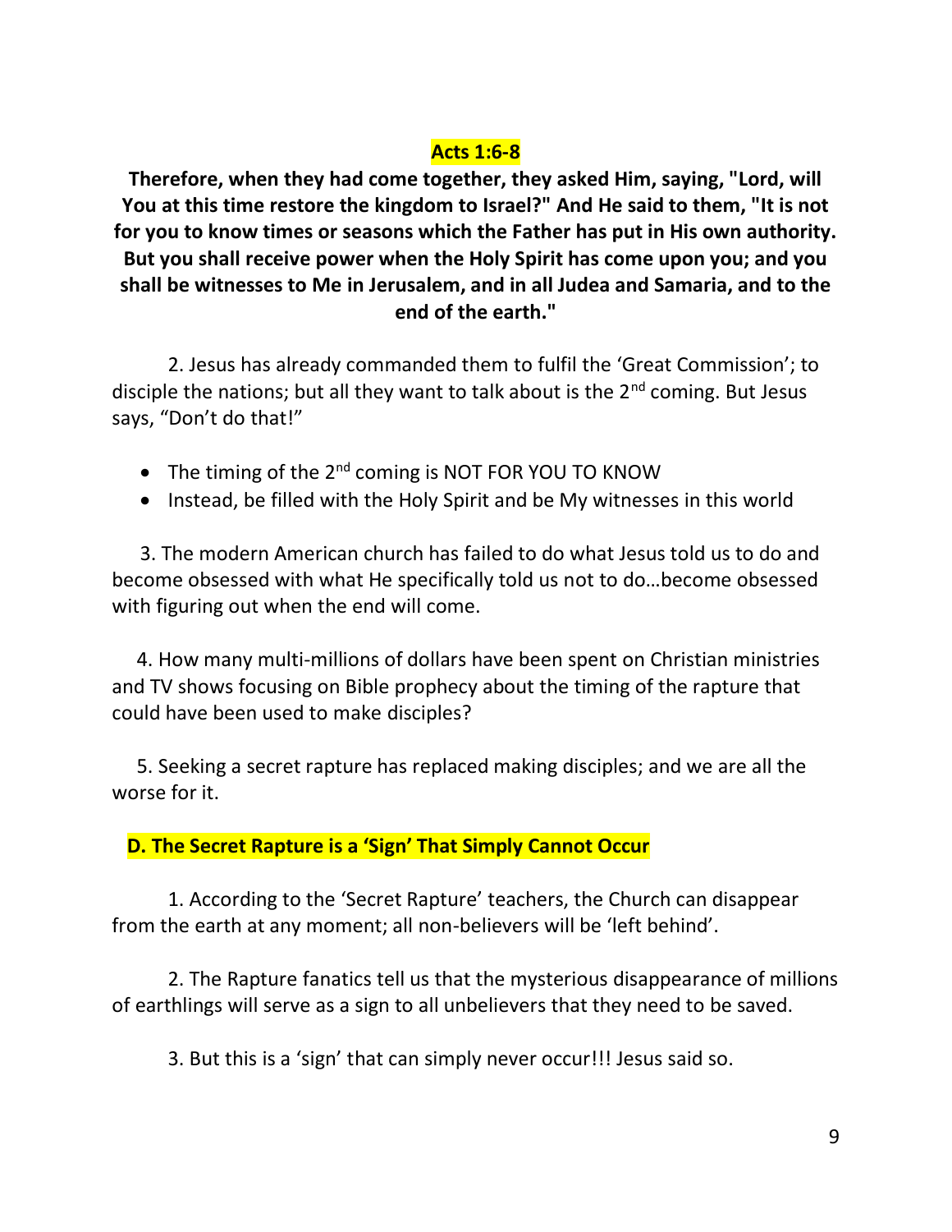**Acts 1:6-8**

**Therefore, when they had come together, they asked Him, saying, "Lord, will You at this time restore the kingdom to Israel?" And He said to them, "It is not for you to know times or seasons which the Father has put in His own authority. But you shall receive power when the Holy Spirit has come upon you; and you shall be witnesses to Me in Jerusalem, and in all Judea and Samaria, and to the end of the earth."**

2. Jesus has already commanded them to fulfil the 'Great Commission'; to disciple the nations; but all they want to talk about is the 2nd coming. But Jesus says, "Don't do that!"

- The timing of the 2nd coming is NOT FOR YOU TO KNOW
- Instead, be filled with the Holy Spirit and be My witnesses in this world

3. The modern American church has failed to do what Jesus told us to do and become obsessed with what He specifically told us not to do…become obsessed with figuring out when the end will come.

4. How many multi-millions of dollars have been spent on Christian ministries and TV shows focusing on Bible prophecy about the timing of the rapture that could have been used to make disciples?

5. Seeking a secret rapture has replaced making disciples; and we are all the worse for it.

**D. The Secret Rapture is a 'Sign' That Simply Cannot Occur**

1. According to the 'Secret Rapture' teachers, the Church can disappear from the earth at any moment; all non-believers will be 'left behind'.

2. The Rapture fanatics tell us that the mysterious disappearance of millions of earthlings will serve as a sign to all unbelievers that they need to be saved.

3. But this is a 'sign' that can simply never occur!!! Jesus said so.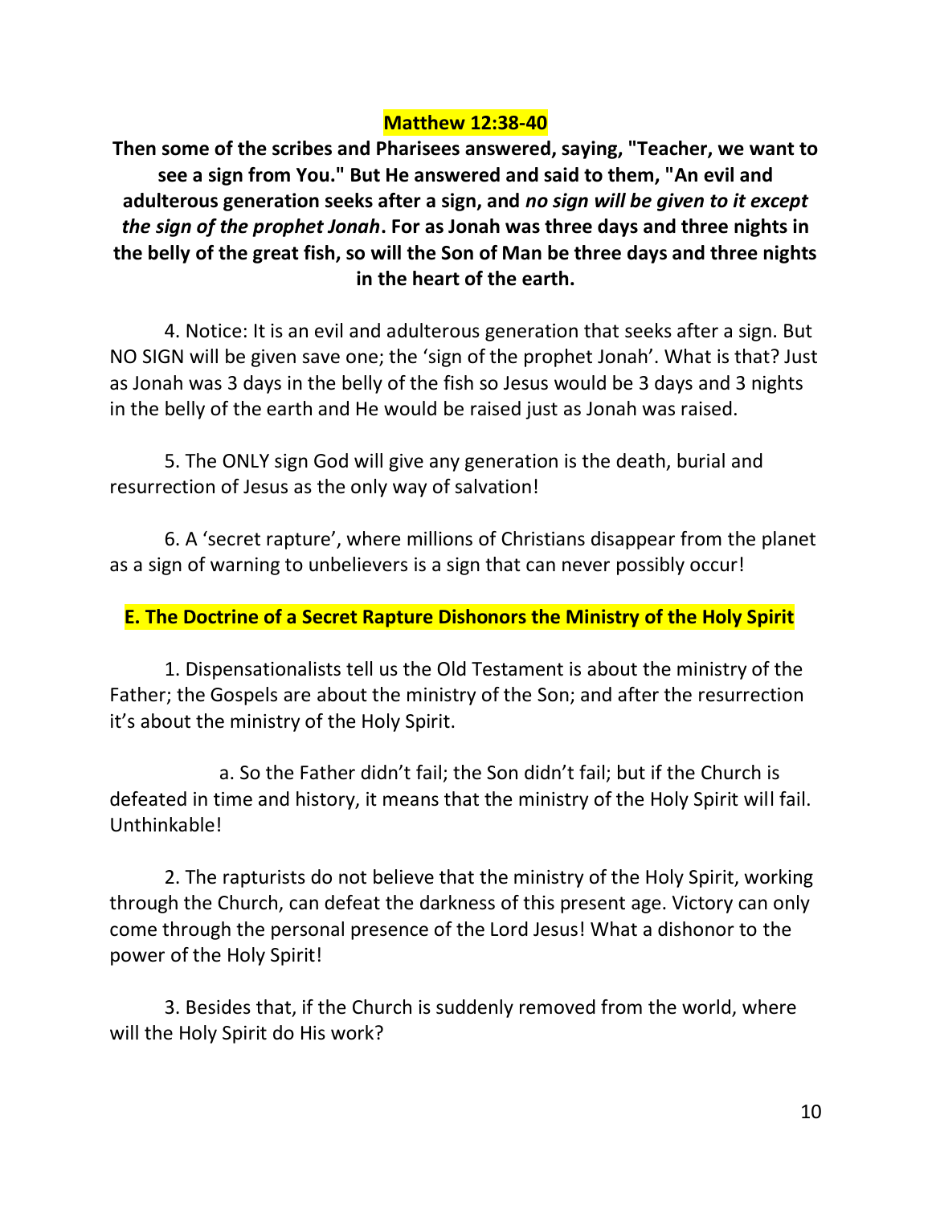**Matthew 12:38-40**

**Then some of the scribes and Pharisees answered, saying, "Teacher, we want to see a sign from You." But He answered and said to them, "An evil and adulterous generation seeks after a sign, and *no sign will be given to it except the sign of the prophet Jonah*. For as Jonah was three days and three nights in the belly of the great fish, so will the Son of Man be three days and three nights in the heart of the earth.**

4. Notice: It is an evil and adulterous generation that seeks after a sign. But NO SIGN will be given save one; the 'sign of the prophet Jonah'. What is that? Just as Jonah was 3 days in the belly of the fish so Jesus would be 3 days and 3 nights in the belly of the earth and He would be raised just as Jonah was raised.

5. The ONLY sign God will give any generation is the death, burial and resurrection of Jesus as the only way of salvation!

6. A 'secret rapture', where millions of Christians disappear from the planet as a sign of warning to unbelievers is a sign that can never possibly occur!

**E. The Doctrine of a Secret Rapture Dishonors the Ministry of the Holy Spirit**

1. Dispensationalists tell us the Old Testament is about the ministry of the Father; the Gospels are about the ministry of the Son; and after the resurrection it's about the ministry of the Holy Spirit.

a. So the Father didn't fail; the Son didn't fail; but if the Church is defeated in time and history, it means that the ministry of the Holy Spirit will fail. Unthinkable!

2. The rapturists do not believe that the ministry of the Holy Spirit, working through the Church, can defeat the darkness of this present age. Victory can only come through the personal presence of the Lord Jesus! What a dishonor to the power of the Holy Spirit!

3. Besides that, if the Church is suddenly removed from the world, where will the Holy Spirit do His work?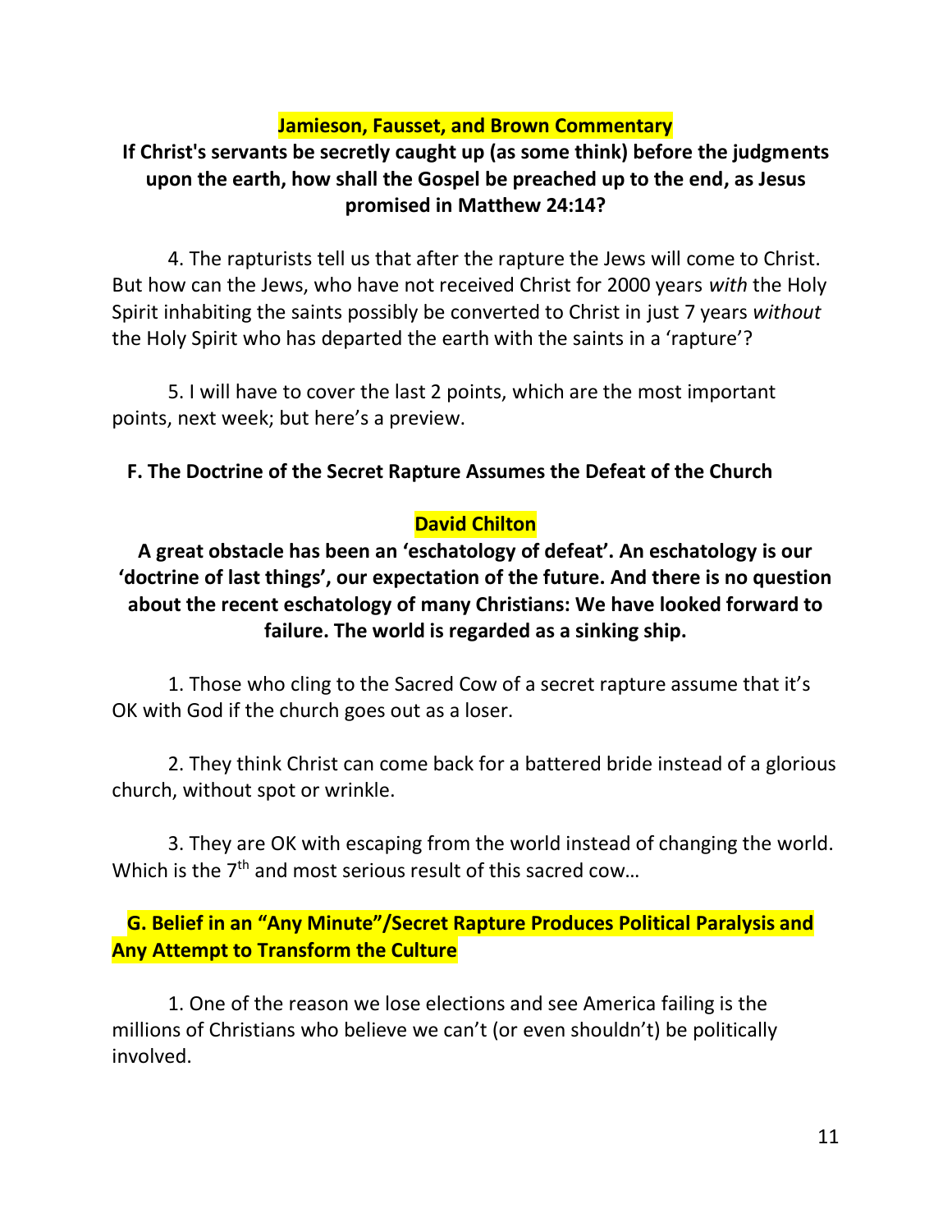**Jamieson, Fausset, and Brown Commentary**

**If Christ's servants be secretly caught up (as some think) before the judgments upon the earth, how shall the Gospel be preached up to the end, as Jesus promised in Matthew 24:14?**

4. The rapturists tell us that after the rapture the Jews will come to Christ. But how can the Jews, who have not received Christ for 2000 years *with* the Holy Spirit inhabiting the saints possibly be converted to Christ in just 7 years *without* the Holy Spirit who has departed the earth with the saints in a 'rapture'?

5. I will have to cover the last 2 points, which are the most important points, next week; but here's a preview.

**F. The Doctrine of the Secret Rapture Assumes the Defeat of the Church**

**David Chilton**

**A great obstacle has been an 'eschatology of defeat'. An eschatology is our 'doctrine of last things', our expectation of the future. And there is no question about the recent eschatology of many Christians: We have looked forward to failure. The world is regarded as a sinking ship.**

1. Those who cling to the Sacred Cow of a secret rapture assume that it's OK with God if the church goes out as a loser.

2. They think Christ can come back for a battered bride instead of a glorious church, without spot or wrinkle.

3. They are OK with escaping from the world instead of changing the world. Which is the 7th and most serious result of this sacred cow…

**G. Belief in an "Any Minute"/Secret Rapture Produces Political Paralysis and Any Attempt to Transform the Culture**

1. One of the reason we lose elections and see America failing is the millions of Christians who believe we can't (or even shouldn't) be politically involved.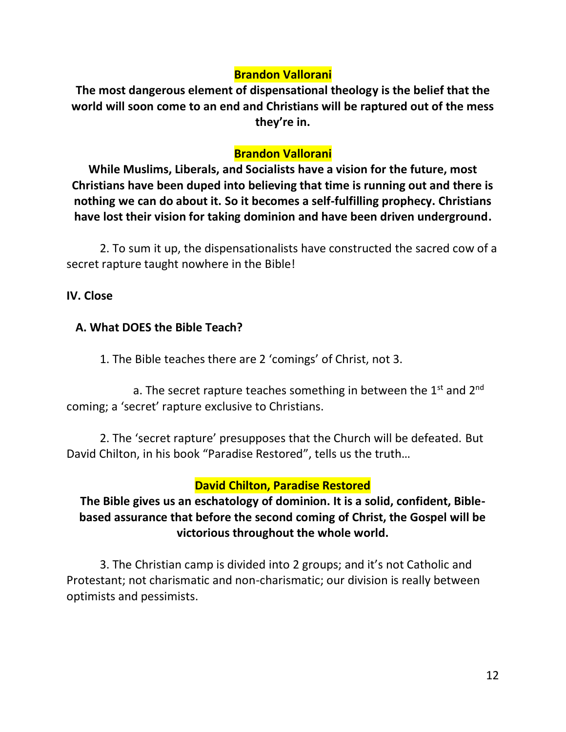**Brandon Vallorani**

**The most dangerous element of dispensational theology is the belief that the world will soon come to an end and Christians will be raptured out of the mess they're in.**

**Brandon Vallorani**

**While Muslims, Liberals, and Socialists have a vision for the future, most Christians have been duped into believing that time is running out and there is nothing we can do about it. So it becomes a self-fulfilling prophecy. Christians have lost their vision for taking dominion and have been driven underground.**

2. To sum it up, the dispensationalists have constructed the sacred cow of a secret rapture taught nowhere in the Bible!

**IV. Close**

**A. What DOES the Bible Teach?**

1. The Bible teaches there are 2 'comings' of Christ, not 3.

a. The secret rapture teaches something in between the 1st and 2nd coming; a 'secret' rapture exclusive to Christians.

2. The 'secret rapture' presupposes that the Church will be defeated. But David Chilton, in his book "Paradise Restored", tells us the truth…

**David Chilton, Paradise Restored**

**The Bible gives us an eschatology of dominion. It is a solid, confident, Bible-based assurance that before the second coming of Christ, the Gospel will be victorious throughout the whole world.**

3. The Christian camp is divided into 2 groups; and it's not Catholic and Protestant; not charismatic and non-charismatic; our division is really between optimists and pessimists.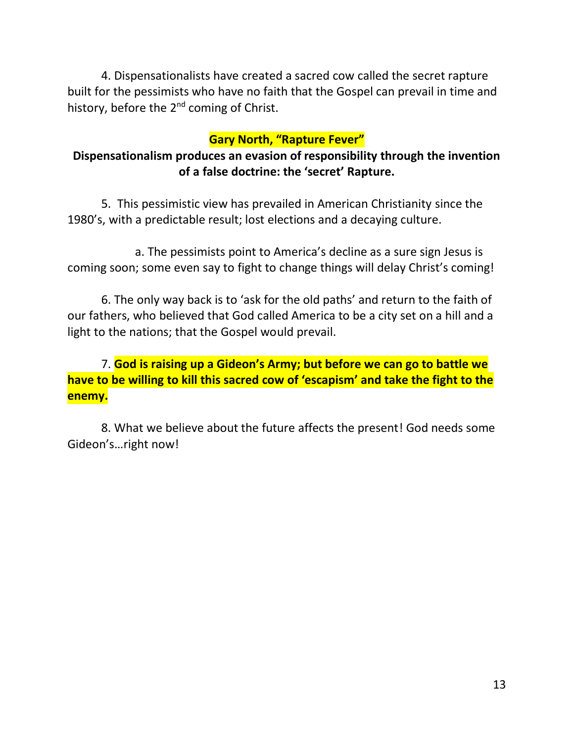4. Dispensationalists have created a sacred cow called the secret rapture built for the pessimists who have no faith that the Gospel can prevail in time and history, before the 2nd coming of Christ.

**Gary North, "Rapture Fever"**

**Dispensationalism produces an evasion of responsibility through the invention of a false doctrine: the 'secret' Rapture.**

5. This pessimistic view has prevailed in American Christianity since the 1980's, with a predictable result; lost elections and a decaying culture.

a. The pessimists point to America's decline as a sure sign Jesus is coming soon; some even say to fight to change things will delay Christ's coming!

6. The only way back is to 'ask for the old paths' and return to the faith of our fathers, who believed that God called America to be a city set on a hill and a light to the nations; that the Gospel would prevail.

7. **God is raising up a Gideon's Army; but before we can go to battle we have to be willing to kill this sacred cow of 'escapism' and take the fight to the enemy.**

8. What we believe about the future affects the present! God needs some Gideon's…right now!